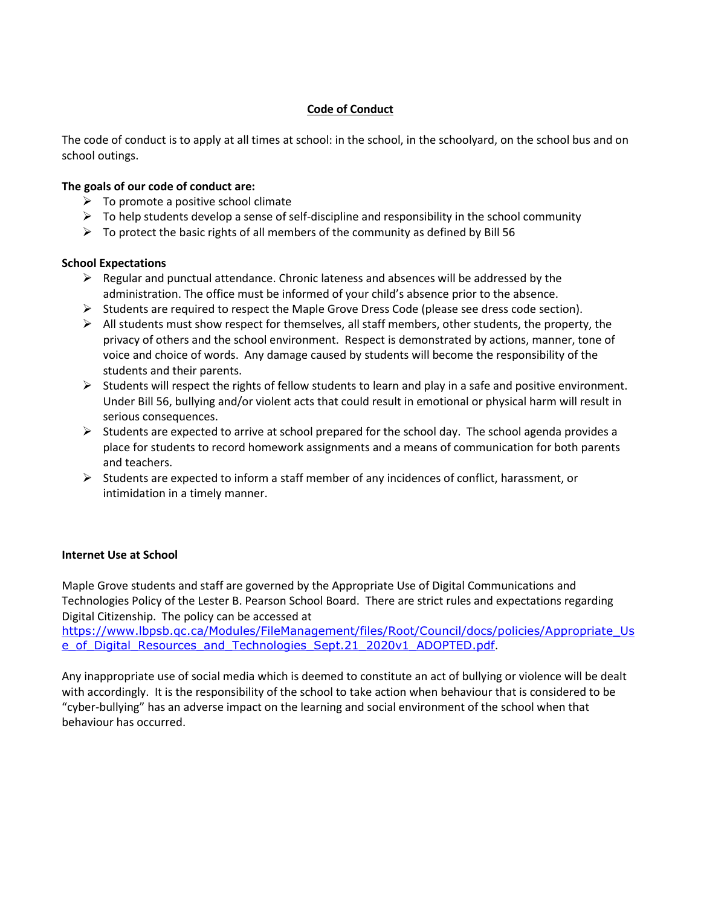# Code of Conduct

The code of conduct is to apply at all times at school: in the school, in the schoolyard, on the school bus and on school outings.

**The goals of our code of conduct are:**

- To promote a positive school climate
- To help students develop a sense of self-discipline and responsibility in the school community
- To protect the basic rights of all members of the community as defined by Bill 56

**School Expectations**

- Regular and punctual attendance. Chronic lateness and absences will be addressed by the administration. The office must be informed of your child's absence prior to the absence.
- Students are required to respect the Maple Grove Dress Code (please see dress code section).
- All students must show respect for themselves, all staff members, other students, the property, the privacy of others and the school environment. Respect is demonstrated by actions, manner, tone of voice and choice of words. Any damage caused by students will become the responsibility of the students and their parents.
- Students will respect the rights of fellow students to learn and play in a safe and positive environment. Under Bill 56, bullying and/or violent acts that could result in emotional or physical harm will result in serious consequences.
- Students are expected to arrive at school prepared for the school day. The school agenda provides a place for students to record homework assignments and a means of communication for both parents and teachers.
- Students are expected to inform a staff member of any incidences of conflict, harassment, or intimidation in a timely manner.

**Internet Use at School**

Maple Grove students and staff are governed by the Appropriate Use of Digital Communications and Technologies Policy of the Lester B. Pearson School Board. There are strict rules and expectations regarding Digital Citizenship. The policy can be accessed at https://www.lbpsb.qc.ca/Modules/FileManagement/files/Root/Council/docs/policies/Appropriate_Use_of_Digital_Resources_and_Technologies_Sept.21_2020v1_ADOPTED.pdf.

Any inappropriate use of social media which is deemed to constitute an act of bullying or violence will be dealt with accordingly. It is the responsibility of the school to take action when behaviour that is considered to be "cyber-bullying" has an adverse impact on the learning and social environment of the school when that behaviour has occurred.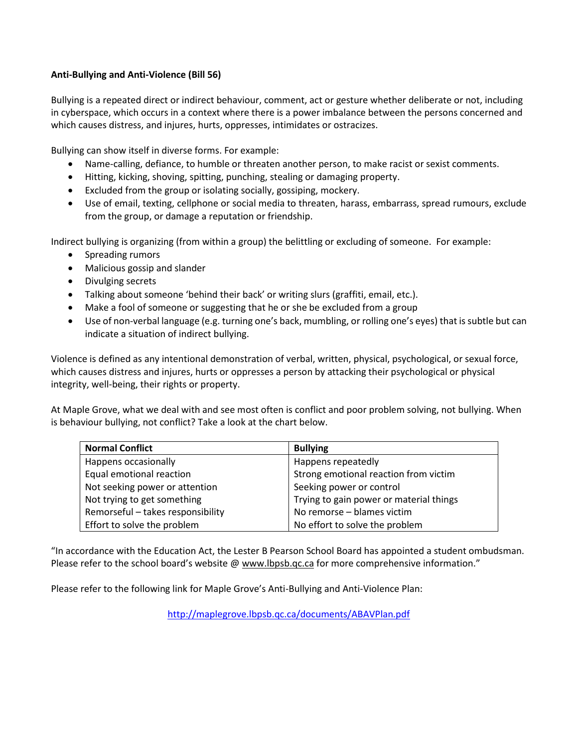**Anti-Bullying and Anti-Violence (Bill 56)**

Bullying is a repeated direct or indirect behaviour, comment, act or gesture whether deliberate or not, including in cyberspace, which occurs in a context where there is a power imbalance between the persons concerned and which causes distress, and injures, hurts, oppresses, intimidates or ostracizes.

Bullying can show itself in diverse forms. For example:

- Name-calling, defiance, to humble or threaten another person, to make racist or sexist comments.
- Hitting, kicking, shoving, spitting, punching, stealing or damaging property.
- Excluded from the group or isolating socially, gossiping, mockery.
- Use of email, texting, cellphone or social media to threaten, harass, embarrass, spread rumours, exclude from the group, or damage a reputation or friendship.

Indirect bullying is organizing (from within a group) the belittling or excluding of someone. For example:

- Spreading rumors
- Malicious gossip and slander
- Divulging secrets
- Talking about someone 'behind their back' or writing slurs (graffiti, email, etc.).
- Make a fool of someone or suggesting that he or she be excluded from a group
- Use of non-verbal language (e.g. turning one's back, mumbling, or rolling one's eyes) that is subtle but can indicate a situation of indirect bullying.

Violence is defined as any intentional demonstration of verbal, written, physical, psychological, or sexual force, which causes distress and injures, hurts or oppresses a person by attacking their psychological or physical integrity, well-being, their rights or property.

At Maple Grove, what we deal with and see most often is conflict and poor problem solving, not bullying. When is behaviour bullying, not conflict? Take a look at the chart below.

| **Normal Conflict** | **Bullying** |
|---|---|
| Happens occasionally | Happens repeatedly |
| Equal emotional reaction | Strong emotional reaction from victim |
| Not seeking power or attention | Seeking power or control |
| Not trying to get something | Trying to gain power or material things |
| Remorseful – takes responsibility | No remorse – blames victim |
| Effort to solve the problem | No effort to solve the problem |

"In accordance with the Education Act, the Lester B Pearson School Board has appointed a student ombudsman. Please refer to the school board's website @ www.lbpsb.qc.ca for more comprehensive information."

Please refer to the following link for Maple Grove's Anti-Bullying and Anti-Violence Plan:

http://maplegrove.lbpsb.qc.ca/documents/ABAVPlan.pdf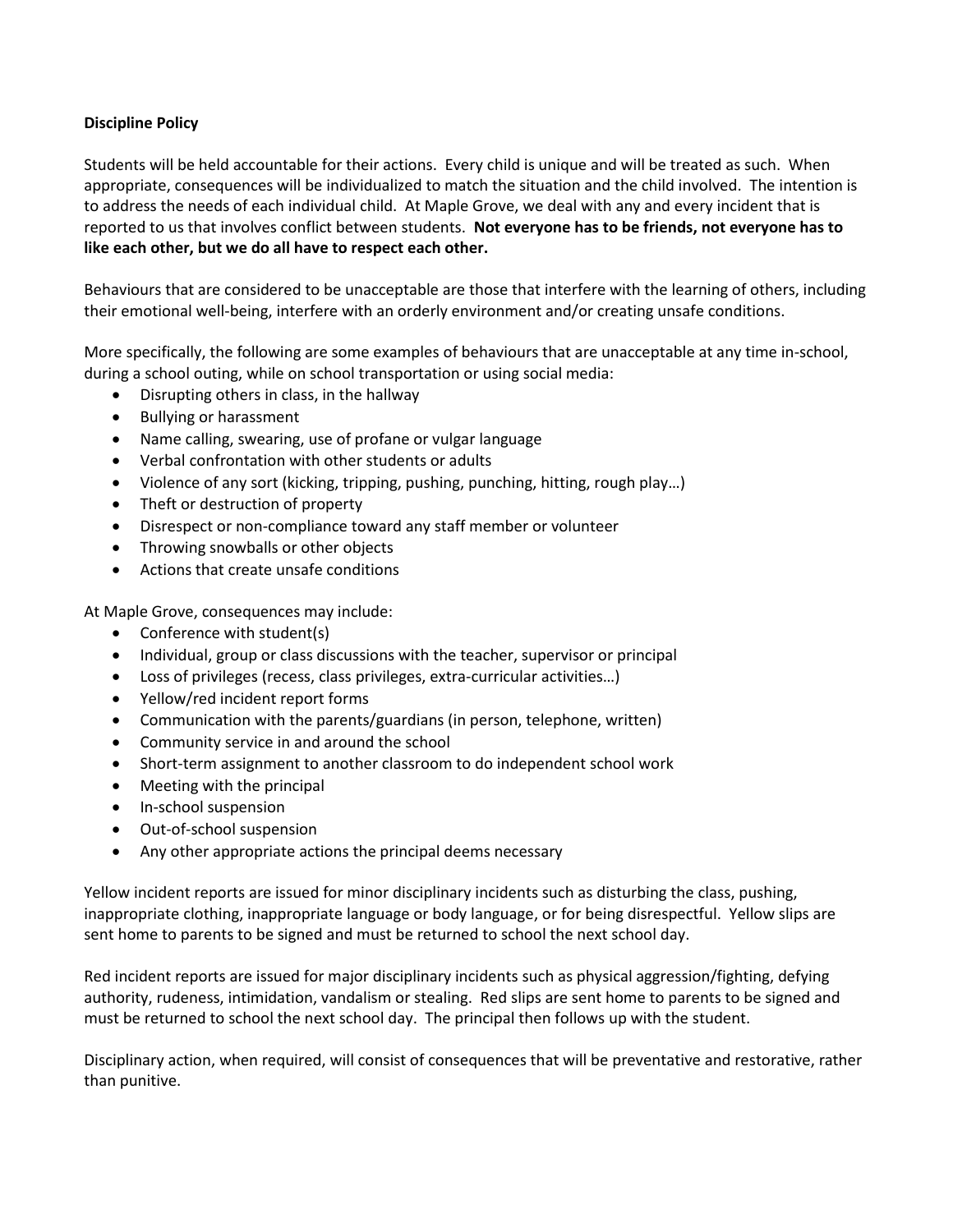**Discipline Policy**

Students will be held accountable for their actions. Every child is unique and will be treated as such. When appropriate, consequences will be individualized to match the situation and the child involved. The intention is to address the needs of each individual child. At Maple Grove, we deal with any and every incident that is reported to us that involves conflict between students. **Not everyone has to be friends, not everyone has to like each other, but we do all have to respect each other.**

Behaviours that are considered to be unacceptable are those that interfere with the learning of others, including their emotional well-being, interfere with an orderly environment and/or creating unsafe conditions.

More specifically, the following are some examples of behaviours that are unacceptable at any time in-school, during a school outing, while on school transportation or using social media:

- Disrupting others in class, in the hallway
- Bullying or harassment
- Name calling, swearing, use of profane or vulgar language
- Verbal confrontation with other students or adults
- Violence of any sort (kicking, tripping, pushing, punching, hitting, rough play…)
- Theft or destruction of property
- Disrespect or non-compliance toward any staff member or volunteer
- Throwing snowballs or other objects
- Actions that create unsafe conditions

At Maple Grove, consequences may include:

- Conference with student(s)
- Individual, group or class discussions with the teacher, supervisor or principal
- Loss of privileges (recess, class privileges, extra-curricular activities…)
- Yellow/red incident report forms
- Communication with the parents/guardians (in person, telephone, written)
- Community service in and around the school
- Short-term assignment to another classroom to do independent school work
- Meeting with the principal
- In-school suspension
- Out-of-school suspension
- Any other appropriate actions the principal deems necessary

Yellow incident reports are issued for minor disciplinary incidents such as disturbing the class, pushing, inappropriate clothing, inappropriate language or body language, or for being disrespectful. Yellow slips are sent home to parents to be signed and must be returned to school the next school day.

Red incident reports are issued for major disciplinary incidents such as physical aggression/fighting, defying authority, rudeness, intimidation, vandalism or stealing. Red slips are sent home to parents to be signed and must be returned to school the next school day. The principal then follows up with the student.

Disciplinary action, when required, will consist of consequences that will be preventative and restorative, rather than punitive.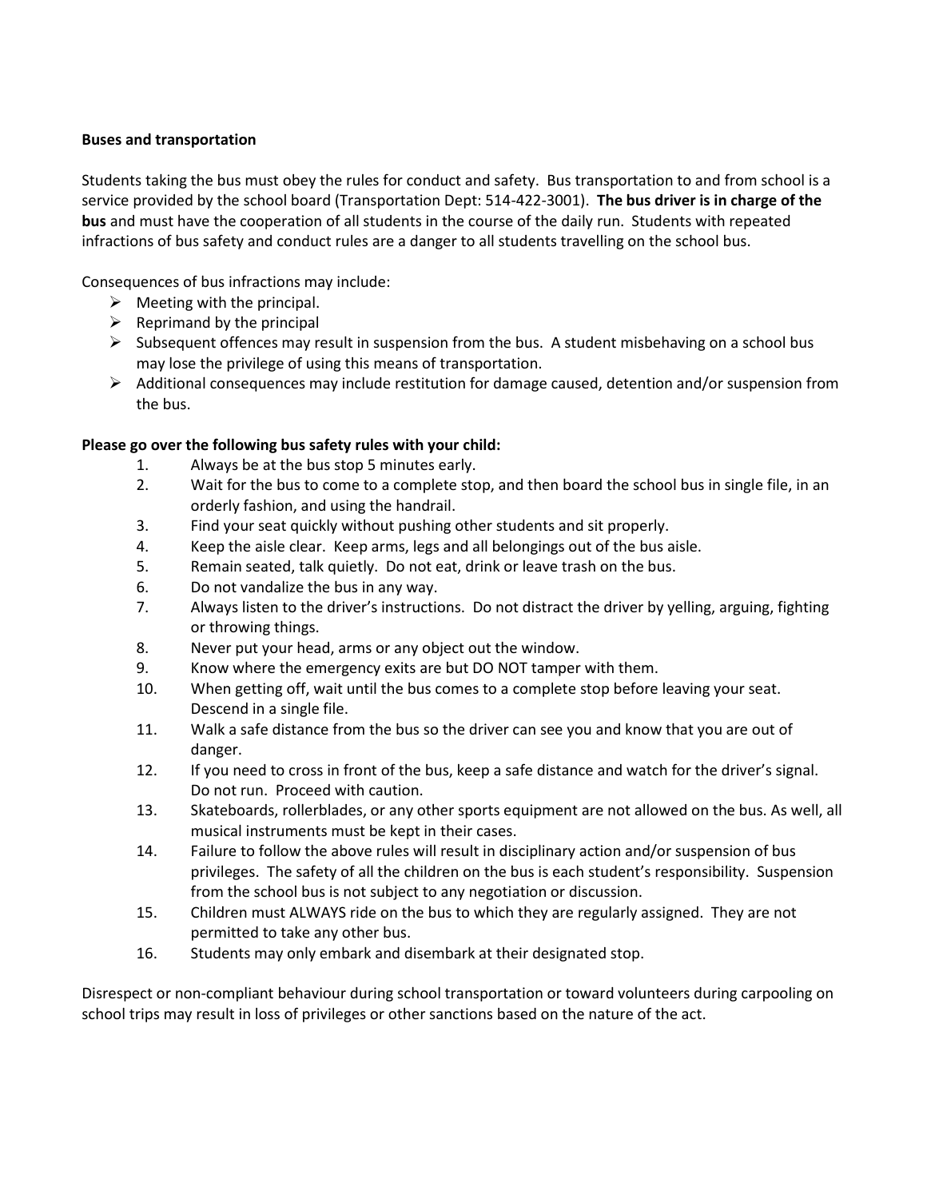**Buses and transportation**

Students taking the bus must obey the rules for conduct and safety. Bus transportation to and from school is a service provided by the school board (Transportation Dept: 514-422-3001). **The bus driver is in charge of the bus** and must have the cooperation of all students in the course of the daily run. Students with repeated infractions of bus safety and conduct rules are a danger to all students travelling on the school bus.

Consequences of bus infractions may include:

- Meeting with the principal.
- Reprimand by the principal
- Subsequent offences may result in suspension from the bus. A student misbehaving on a school bus may lose the privilege of using this means of transportation.
- Additional consequences may include restitution for damage caused, detention and/or suspension from the bus.

**Please go over the following bus safety rules with your child:**

1. Always be at the bus stop 5 minutes early.
2. Wait for the bus to come to a complete stop, and then board the school bus in single file, in an orderly fashion, and using the handrail.
3. Find your seat quickly without pushing other students and sit properly.
4. Keep the aisle clear. Keep arms, legs and all belongings out of the bus aisle.
5. Remain seated, talk quietly. Do not eat, drink or leave trash on the bus.
6. Do not vandalize the bus in any way.
7. Always listen to the driver's instructions. Do not distract the driver by yelling, arguing, fighting or throwing things.
8. Never put your head, arms or any object out the window.
9. Know where the emergency exits are but DO NOT tamper with them.
10. When getting off, wait until the bus comes to a complete stop before leaving your seat. Descend in a single file.
11. Walk a safe distance from the bus so the driver can see you and know that you are out of danger.
12. If you need to cross in front of the bus, keep a safe distance and watch for the driver's signal. Do not run. Proceed with caution.
13. Skateboards, rollerblades, or any other sports equipment are not allowed on the bus. As well, all musical instruments must be kept in their cases.
14. Failure to follow the above rules will result in disciplinary action and/or suspension of bus privileges. The safety of all the children on the bus is each student's responsibility. Suspension from the school bus is not subject to any negotiation or discussion.
15. Children must ALWAYS ride on the bus to which they are regularly assigned. They are not permitted to take any other bus.
16. Students may only embark and disembark at their designated stop.

Disrespect or non-compliant behaviour during school transportation or toward volunteers during carpooling on school trips may result in loss of privileges or other sanctions based on the nature of the act.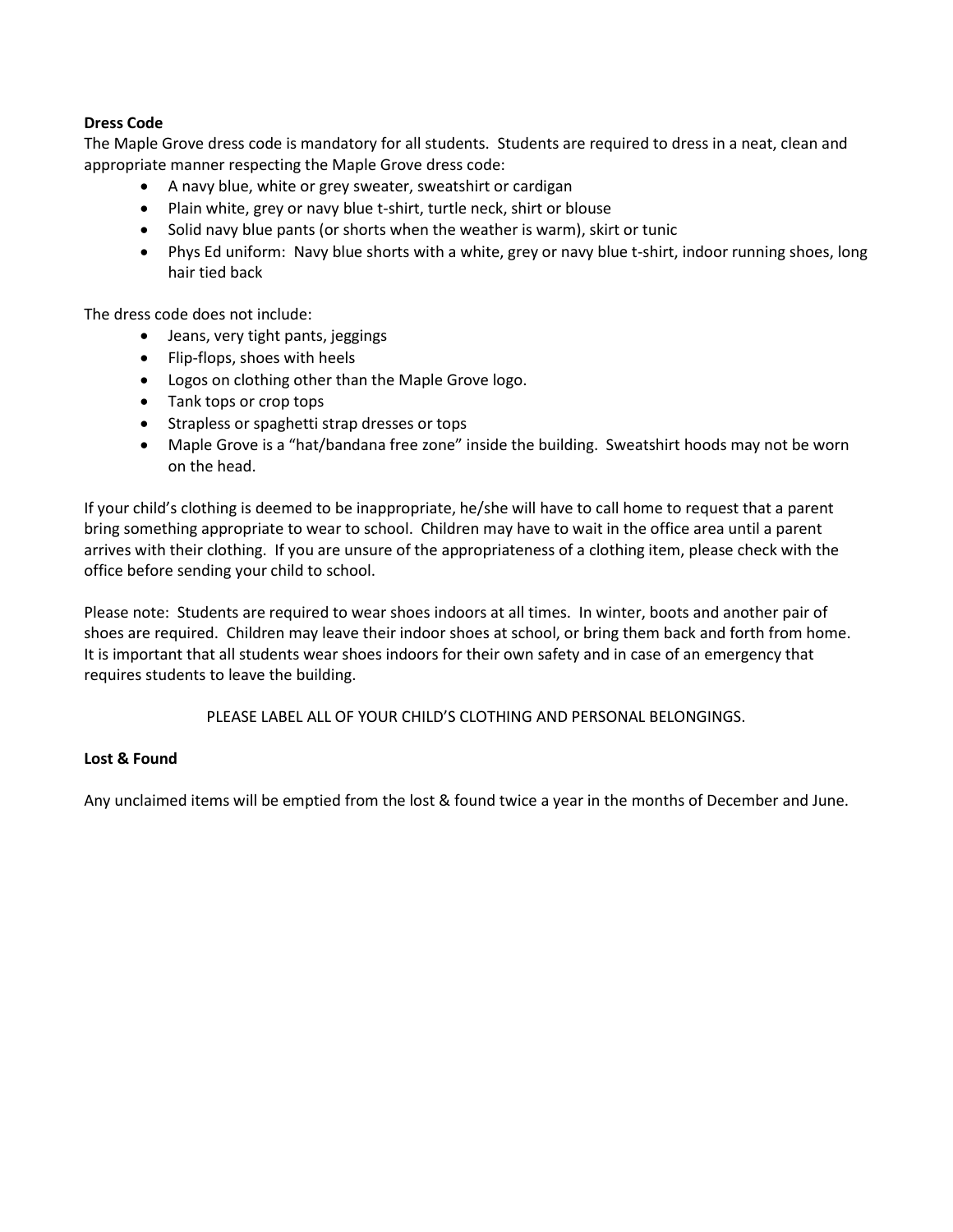**Dress Code**

The Maple Grove dress code is mandatory for all students. Students are required to dress in a neat, clean and appropriate manner respecting the Maple Grove dress code:

- A navy blue, white or grey sweater, sweatshirt or cardigan
- Plain white, grey or navy blue t-shirt, turtle neck, shirt or blouse
- Solid navy blue pants (or shorts when the weather is warm), skirt or tunic
- Phys Ed uniform: Navy blue shorts with a white, grey or navy blue t-shirt, indoor running shoes, long hair tied back

The dress code does not include:

- Jeans, very tight pants, jeggings
- Flip-flops, shoes with heels
- Logos on clothing other than the Maple Grove logo.
- Tank tops or crop tops
- Strapless or spaghetti strap dresses or tops
- Maple Grove is a "hat/bandana free zone" inside the building. Sweatshirt hoods may not be worn on the head.

If your child's clothing is deemed to be inappropriate, he/she will have to call home to request that a parent bring something appropriate to wear to school. Children may have to wait in the office area until a parent arrives with their clothing. If you are unsure of the appropriateness of a clothing item, please check with the office before sending your child to school.

Please note: Students are required to wear shoes indoors at all times. In winter, boots and another pair of shoes are required. Children may leave their indoor shoes at school, or bring them back and forth from home. It is important that all students wear shoes indoors for their own safety and in case of an emergency that requires students to leave the building.

PLEASE LABEL ALL OF YOUR CHILD'S CLOTHING AND PERSONAL BELONGINGS.

**Lost & Found**

Any unclaimed items will be emptied from the lost & found twice a year in the months of December and June.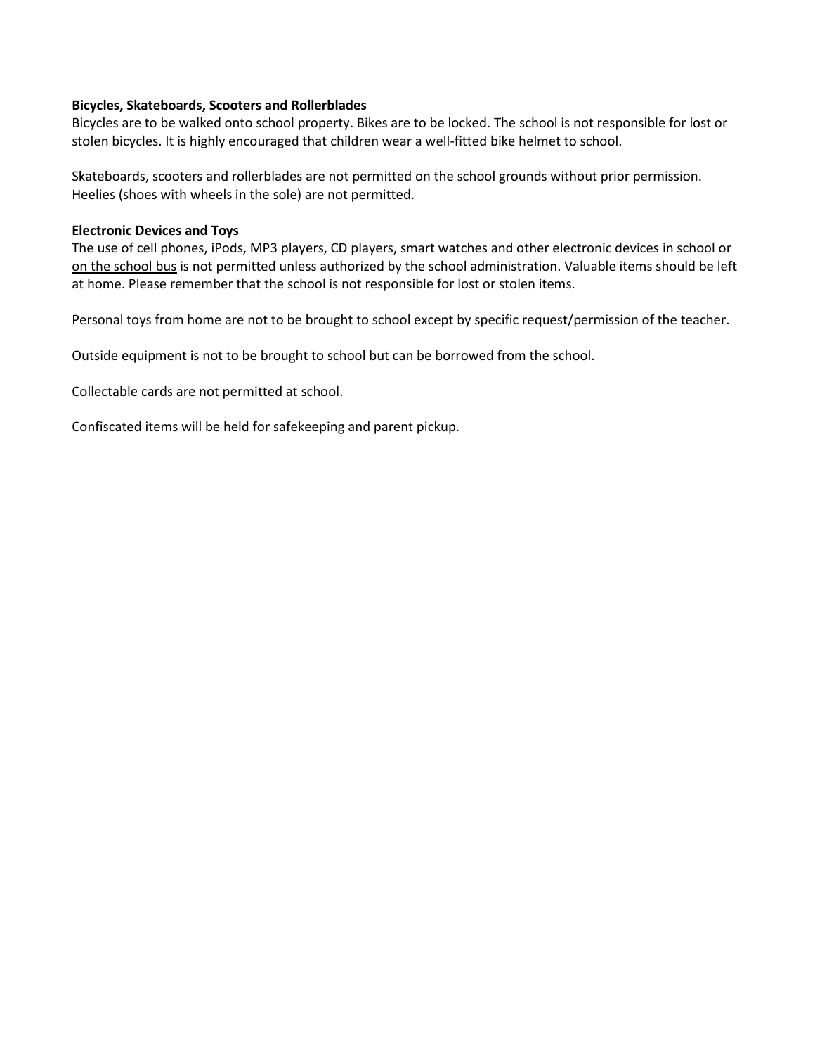**Bicycles, Skateboards, Scooters and Rollerblades**

Bicycles are to be walked onto school property. Bikes are to be locked. The school is not responsible for lost or stolen bicycles. It is highly encouraged that children wear a well-fitted bike helmet to school.

Skateboards, scooters and rollerblades are not permitted on the school grounds without prior permission. Heelies (shoes with wheels in the sole) are not permitted.

**Electronic Devices and Toys**

The use of cell phones, iPods, MP3 players, CD players, smart watches and other electronic devices <u>in school or on the school bus</u> is not permitted unless authorized by the school administration. Valuable items should be left at home. Please remember that the school is not responsible for lost or stolen items.

Personal toys from home are not to be brought to school except by specific request/permission of the teacher.

Outside equipment is not to be brought to school but can be borrowed from the school.

Collectable cards are not permitted at school.

Confiscated items will be held for safekeeping and parent pickup.